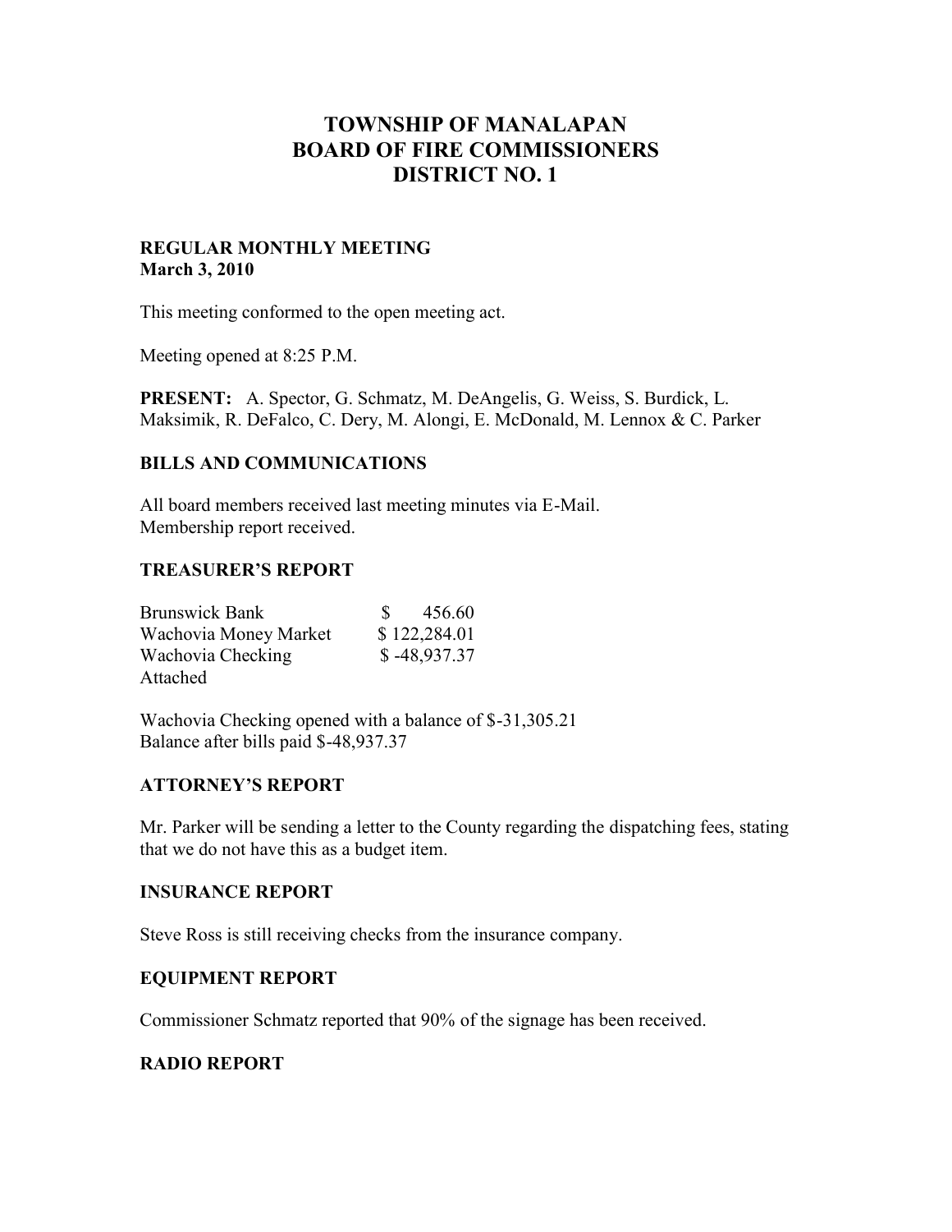# TOWNSHIP OF MANALAPAN
# BOARD OF FIRE COMMISSIONERS
# DISTRICT NO. 1

**REGULAR MONTHLY MEETING**
**March 3, 2010**

This meeting conformed to the open meeting act.

Meeting opened at 8:25 P.M.

**PRESENT:** A. Spector, G. Schmatz, M. DeAngelis, G. Weiss, S. Burdick, L. Maksimik, R. DeFalco, C. Dery, M. Alongi, E. McDonald, M. Lennox & C. Parker

## BILLS AND COMMUNICATIONS

All board members received last meeting minutes via E-Mail.
Membership report received.

## TREASURER'S REPORT

| | |
|---|---|
| Brunswick Bank | $ 456.60 |
| Wachovia Money Market | $ 122,284.01 |
| Wachovia Checking | $ -48,937.37 |

Attached

Wachovia Checking opened with a balance of $-31,305.21
Balance after bills paid $-48,937.37

## ATTORNEY'S REPORT

Mr. Parker will be sending a letter to the County regarding the dispatching fees, stating that we do not have this as a budget item.

## INSURANCE REPORT

Steve Ross is still receiving checks from the insurance company.

## EQUIPMENT REPORT

Commissioner Schmatz reported that 90% of the signage has been received.

## RADIO REPORT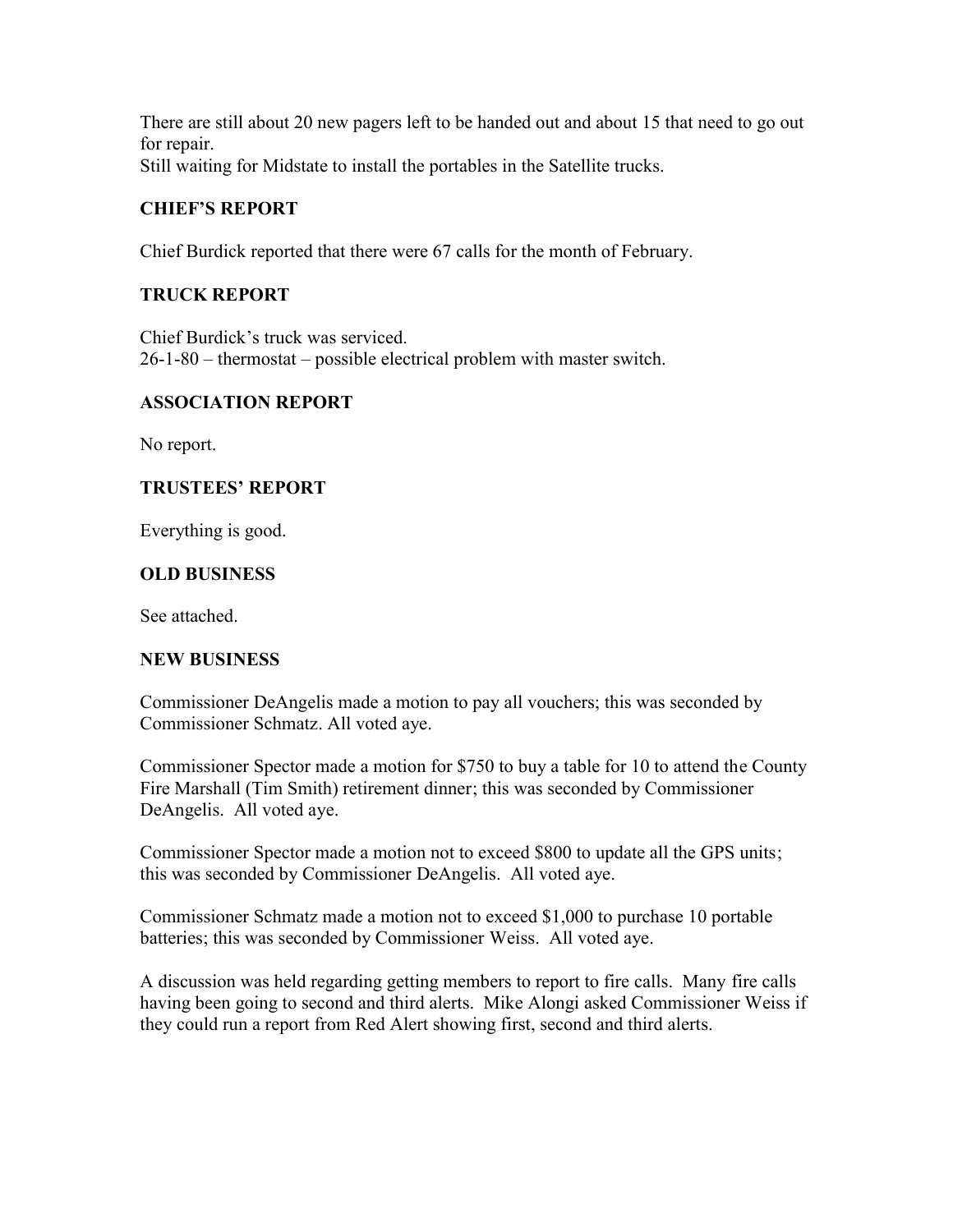There are still about 20 new pagers left to be handed out and about 15 that need to go out for repair.
Still waiting for Midstate to install the portables in the Satellite trucks.

### CHIEF'S REPORT

Chief Burdick reported that there were 67 calls for the month of February.

### TRUCK REPORT

Chief Burdick's truck was serviced.
26-1-80 – thermostat – possible electrical problem with master switch.

### ASSOCIATION REPORT

No report.

### TRUSTEES' REPORT

Everything is good.

### OLD BUSINESS

See attached.

### NEW BUSINESS

Commissioner DeAngelis made a motion to pay all vouchers; this was seconded by Commissioner Schmatz. All voted aye.

Commissioner Spector made a motion for $750 to buy a table for 10 to attend the County Fire Marshall (Tim Smith) retirement dinner; this was seconded by Commissioner DeAngelis. All voted aye.

Commissioner Spector made a motion not to exceed $800 to update all the GPS units; this was seconded by Commissioner DeAngelis. All voted aye.

Commissioner Schmatz made a motion not to exceed $1,000 to purchase 10 portable batteries; this was seconded by Commissioner Weiss. All voted aye.

A discussion was held regarding getting members to report to fire calls. Many fire calls having been going to second and third alerts. Mike Alongi asked Commissioner Weiss if they could run a report from Red Alert showing first, second and third alerts.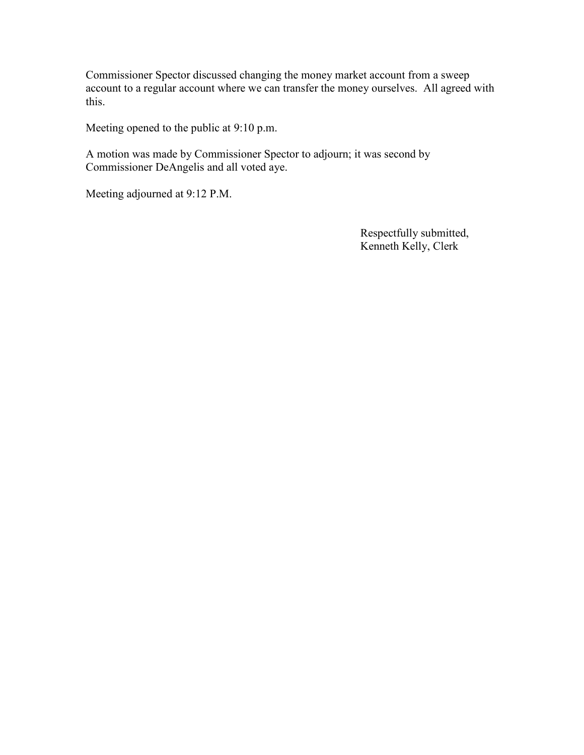Commissioner Spector discussed changing the money market account from a sweep account to a regular account where we can transfer the money ourselves. All agreed with this.

Meeting opened to the public at 9:10 p.m.

A motion was made by Commissioner Spector to adjourn; it was second by Commissioner DeAngelis and all voted aye.

Meeting adjourned at 9:12 P.M.

Respectfully submitted,
Kenneth Kelly, Clerk